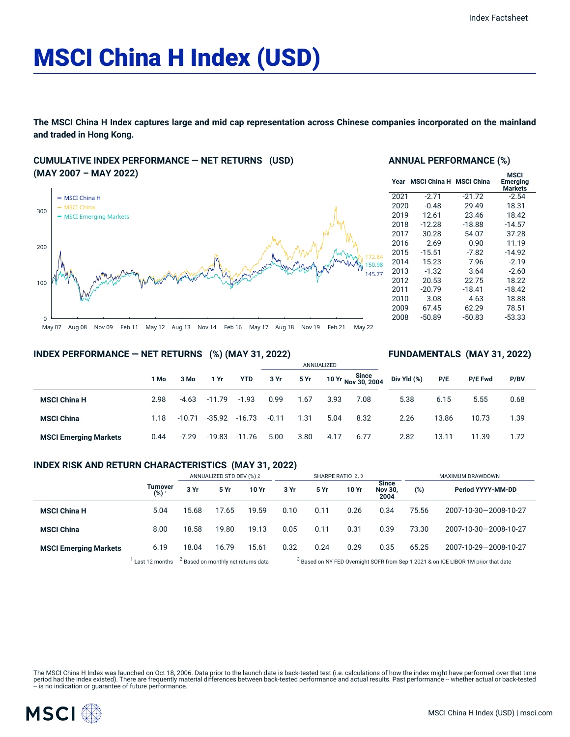Index Factsheet

# MSCI China H Index (USD)

**The MSCI China H Index captures large and mid cap representation across Chinese companies incorporated on the mainland and traded in Hong Kong.**

## CUMULATIVE INDEX PERFORMANCE — NET RETURNS (USD) (MAY 2007 – MAY 2022)

- MSCI China H: 145.77
- MSCI China: 172.84
- MSCI Emerging Markets: 150.98

## ANNUAL PERFORMANCE (%)

| Year | MSCI China H | MSCI China | MSCI Emerging Markets |
|---|---|---|---|
| 2021 | -2.71 | -21.72 | -2.54 |
| 2020 | -0.48 | 29.49 | 18.31 |
| 2019 | 12.61 | 23.46 | 18.42 |
| 2018 | -12.28 | -18.88 | -14.57 |
| 2017 | 30.28 | 54.07 | 37.28 |
| 2016 | 2.69 | 0.90 | 11.19 |
| 2015 | -15.51 | -7.82 | -14.92 |
| 2014 | 15.23 | 7.96 | -2.19 |
| 2013 | -1.32 | 3.64 | -2.60 |
| 2012 | 20.53 | 22.75 | 18.22 |
| 2011 | -20.79 | -18.41 | -18.42 |
| 2010 | 3.08 | 4.63 | 18.88 |
| 2009 | 67.45 | 62.29 | 78.51 |
| 2008 | -50.89 | -50.83 | -53.33 |

## INDEX PERFORMANCE — NET RETURNS (%) (MAY 31, 2022) / FUNDAMENTALS (MAY 31, 2022)

| | 1 Mo | 3 Mo | 1 Yr | YTD | ANNUALIZED 3 Yr | 5 Yr | 10 Yr | Since Nov 30, 2004 | Div Yld (%) | P/E | P/E Fwd | P/BV |
|---|---|---|---|---|---|---|---|---|---|---|---|---|
| **MSCI China H** | 2.98 | -4.63 | -11.79 | -1.93 | 0.99 | 1.67 | 3.93 | 7.08 | 5.38 | 6.15 | 5.55 | 0.68 |
| **MSCI China** | 1.18 | -10.71 | -35.92 | -16.73 | -0.11 | 1.31 | 5.04 | 8.32 | 2.26 | 13.86 | 10.73 | 1.39 |
| **MSCI Emerging Markets** | 0.44 | -7.29 | -19.83 | -11.76 | 5.00 | 3.80 | 4.17 | 6.77 | 2.82 | 13.11 | 11.39 | 1.72 |

## INDEX RISK AND RETURN CHARACTERISTICS (MAY 31, 2022)

| | Turnover (%) [1] | ANNUALIZED STD DEV (%) [2] | | | SHARPE RATIO [2,3] | | | | MAXIMUM DRAWDOWN | |
|---|---|---|---|---|---|---|---|---|---|---|
| | | 3 Yr | 5 Yr | 10 Yr | 3 Yr | 5 Yr | 10 Yr | Since Nov 30, 2004 | (%) | Period YYYY-MM-DD |
| **MSCI China H** | 5.04 | 15.68 | 17.65 | 19.59 | 0.10 | 0.11 | 0.26 | 0.34 | 75.56 | 2007-10-30—2008-10-27 |
| **MSCI China** | 8.00 | 18.58 | 19.80 | 19.13 | 0.05 | 0.11 | 0.31 | 0.39 | 73.30 | 2007-10-30—2008-10-27 |
| **MSCI Emerging Markets** | 6.19 | 18.04 | 16.79 | 15.61 | 0.32 | 0.24 | 0.29 | 0.35 | 65.25 | 2007-10-29—2008-10-27 |

[1] Last 12 months [2] Based on monthly net returns data [3] Based on NY FED Overnight SOFR from Sep 1 2021 & on ICE LIBOR 1M prior that date

The MSCI China H Index was launched on Oct 18, 2006. Data prior to the launch date is back-tested test (i.e. calculations of how the index might have performed over that time period had the index existed). There are frequently material differences between back-tested performance and actual results. Past performance -- whether actual or back-tested -- is no indication or guarantee of future performance.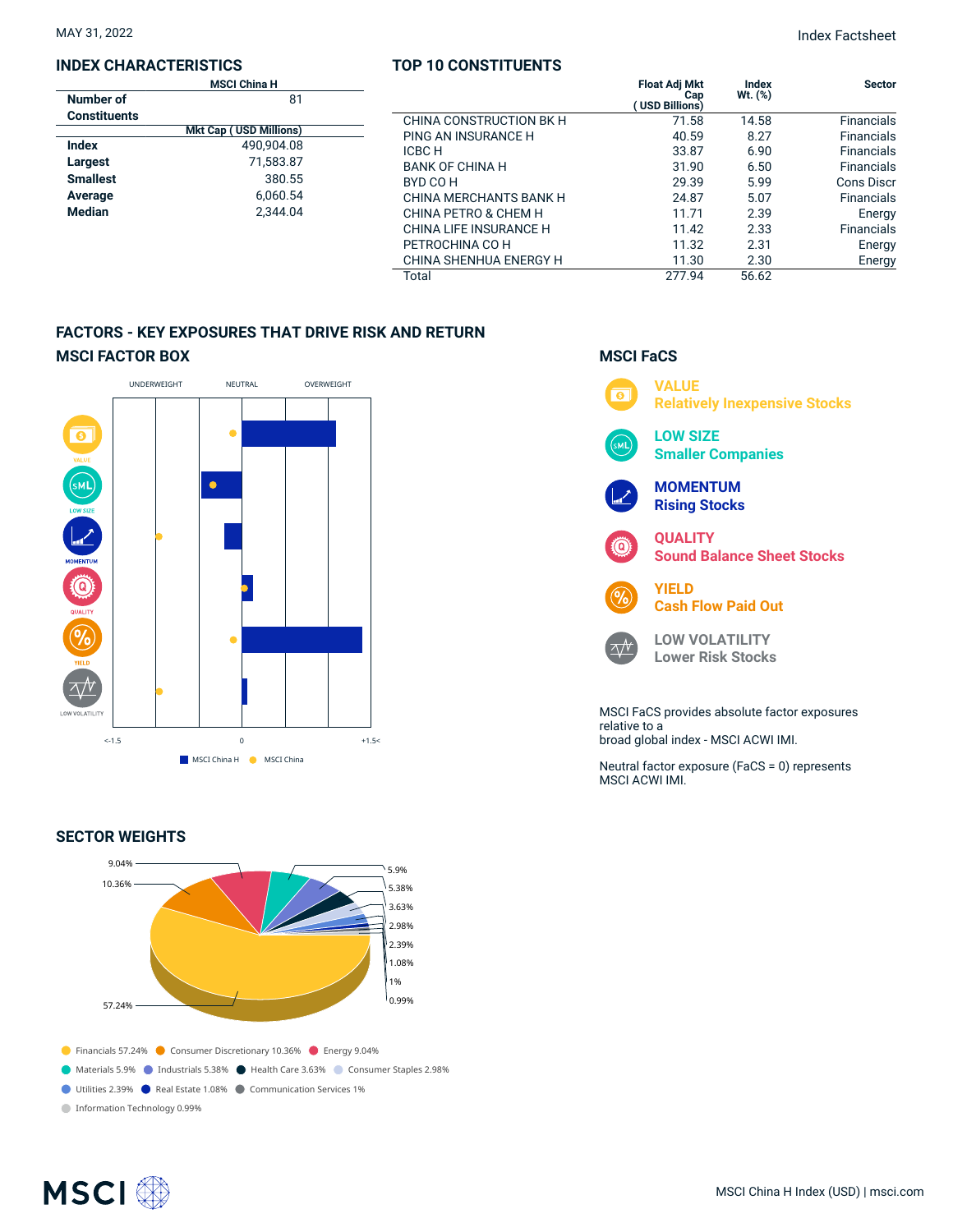MAY 31, 2022

Index Factsheet

## INDEX CHARACTERISTICS

| | MSCI China H |
|---|---|
| Number of Constituents | 81 |
| | Mkt Cap ( USD Millions) |
| Index | 490,904.08 |
| Largest | 71,583.87 |
| Smallest | 380.55 |
| Average | 6,060.54 |
| Median | 2,344.04 |

## TOP 10 CONSTITUENTS

| | Float Adj Mkt Cap ( USD Billions) | Index Wt. (%) | Sector |
|---|---|---|---|
| CHINA CONSTRUCTION BK H | 71.58 | 14.58 | Financials |
| PING AN INSURANCE H | 40.59 | 8.27 | Financials |
| ICBC H | 33.87 | 6.90 | Financials |
| BANK OF CHINA H | 31.90 | 6.50 | Financials |
| BYD CO H | 29.39 | 5.99 | Cons Discr |
| CHINA MERCHANTS BANK H | 24.87 | 5.07 | Financials |
| CHINA PETRO & CHEM H | 11.71 | 2.39 | Energy |
| CHINA LIFE INSURANCE H | 11.42 | 2.33 | Financials |
| PETROCHINA CO H | 11.32 | 2.31 | Energy |
| CHINA SHENHUA ENERGY H | 11.30 | 2.30 | Energy |
| Total | 277.94 | 56.62 | |

## FACTORS - KEY EXPOSURES THAT DRIVE RISK AND RETURN

### MSCI FACTOR BOX

UNDERWEIGHT | NEUTRAL | OVERWEIGHT

VALUE, LOW SIZE, MOMENTUM, QUALITY, YIELD, LOW VOLATILITY

<-1.5 | 0 | +1.5<

MSCI China H | MSCI China

### MSCI FaCS

**VALUE**
Relatively Inexpensive Stocks

**LOW SIZE**
Smaller Companies

**MOMENTUM**
Rising Stocks

**QUALITY**
Sound Balance Sheet Stocks

**YIELD**
Cash Flow Paid Out

**LOW VOLATILITY**
Lower Risk Stocks

MSCI FaCS provides absolute factor exposures relative to a
broad global index - MSCI ACWI IMI.

Neutral factor exposure (FaCS = 0) represents MSCI ACWI IMI.

## SECTOR WEIGHTS

- Financials 57.24%
- Consumer Discretionary 10.36%
- Energy 9.04%
- Materials 5.9%
- Industrials 5.38%
- Health Care 3.63%
- Consumer Staples 2.98%
- Utilities 2.39%
- Real Estate 1.08%
- Communication Services 1%
- Information Technology 0.99%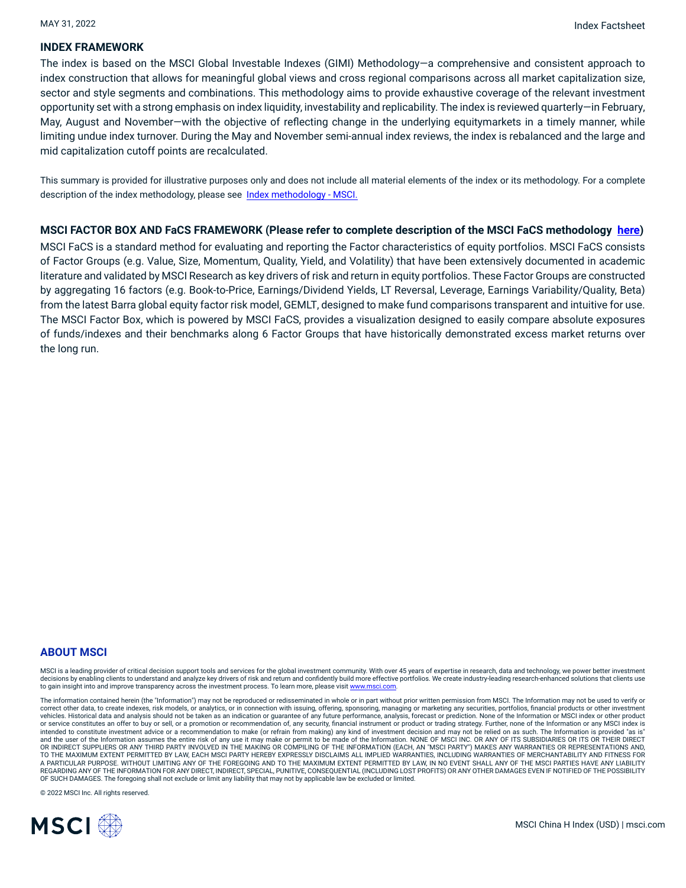## INDEX FRAMEWORK

The index is based on the MSCI Global Investable Indexes (GIMI) Methodology—a comprehensive and consistent approach to index construction that allows for meaningful global views and cross regional comparisons across all market capitalization size, sector and style segments and combinations. This methodology aims to provide exhaustive coverage of the relevant investment opportunity set with a strong emphasis on index liquidity, investability and replicability. The index is reviewed quarterly—in February, May, August and November—with the objective of reflecting change in the underlying equitymarkets in a timely manner, while limiting undue index turnover. During the May and November semi-annual index reviews, the index is rebalanced and the large and mid capitalization cutoff points are recalculated.

This summary is provided for illustrative purposes only and does not include all material elements of the index or its methodology. For a complete description of the index methodology, please see [Index methodology - MSCI.]

## MSCI FACTOR BOX AND FaCS FRAMEWORK (Please refer to complete description of the MSCI FaCS methodology [here])

MSCI FaCS is a standard method for evaluating and reporting the Factor characteristics of equity portfolios. MSCI FaCS consists of Factor Groups (e.g. Value, Size, Momentum, Quality, Yield, and Volatility) that have been extensively documented in academic literature and validated by MSCI Research as key drivers of risk and return in equity portfolios. These Factor Groups are constructed by aggregating 16 factors (e.g. Book-to-Price, Earnings/Dividend Yields, LT Reversal, Leverage, Earnings Variability/Quality, Beta) from the latest Barra global equity factor risk model, GEMLT, designed to make fund comparisons transparent and intuitive for use. The MSCI Factor Box, which is powered by MSCI FaCS, provides a visualization designed to easily compare absolute exposures of funds/indexes and their benchmarks along 6 Factor Groups that have historically demonstrated excess market returns over the long run.

## ABOUT MSCI

MSCI is a leading provider of critical decision support tools and services for the global investment community. With over 45 years of expertise in research, data and technology, we power better investment decisions by enabling clients to understand and analyze key drivers of risk and return and confidently build more effective portfolios. We create industry-leading research-enhanced solutions that clients use to gain insight into and improve transparency across the investment process. To learn more, please visit www.msci.com.

The information contained herein (the "Information") may not be reproduced or redisseminated in whole or in part without prior written permission from MSCI. The Information may not be used to verify or correct other data, to create indexes, risk models, or analytics, or in connection with issuing, offering, sponsoring, managing or marketing any securities, portfolios, financial products or other investment vehicles. Historical data and analysis should not be taken as an indication or guarantee of any future performance, analysis, forecast or prediction. None of the Information or MSCI index or other product or service constitutes an offer to buy or sell, or a promotion or recommendation of, any security, financial instrument or product or trading strategy. Further, none of the Information or any MSCI index is intended to constitute investment advice or a recommendation to make (or refrain from making) any kind of investment decision and may not be relied on as such. The Information is provided "as is" and the user of the Information assumes the entire risk of any use it may make or permit to be made of the Information. NONE OF MSCI INC. OR ANY OF ITS SUBSIDIARIES OR ITS OR THEIR DIRECT OR INDIRECT SUPPLIERS OR ANY THIRD PARTY INVOLVED IN THE MAKING OR COMPILING OF THE INFORMATION (EACH, AN "MSCI PARTY") MAKES ANY WARRANTIES OR REPRESENTATIONS AND, TO THE MAXIMUM EXTENT PERMITTED BY LAW, EACH MSCI PARTY HEREBY EXPRESSLY DISCLAIMS ALL IMPLIED WARRANTIES, INCLUDING WARRANTIES OF MERCHANTABILITY AND FITNESS FOR A PARTICULAR PURPOSE. WITHOUT LIMITING ANY OF THE FOREGOING AND TO THE MAXIMUM EXTENT PERMITTED BY LAW, IN NO EVENT SHALL ANY OF THE MSCI PARTIES HAVE ANY LIABILITY REGARDING ANY OF THE INFORMATION FOR ANY DIRECT, INDIRECT, SPECIAL, PUNITIVE, CONSEQUENTIAL (INCLUDING LOST PROFITS) OR ANY OTHER DAMAGES EVEN IF NOTIFIED OF THE POSSIBILITY OF SUCH DAMAGES. The foregoing shall not exclude or limit any liability that may not by applicable law be excluded or limited.

© 2022 MSCI Inc. All rights reserved.